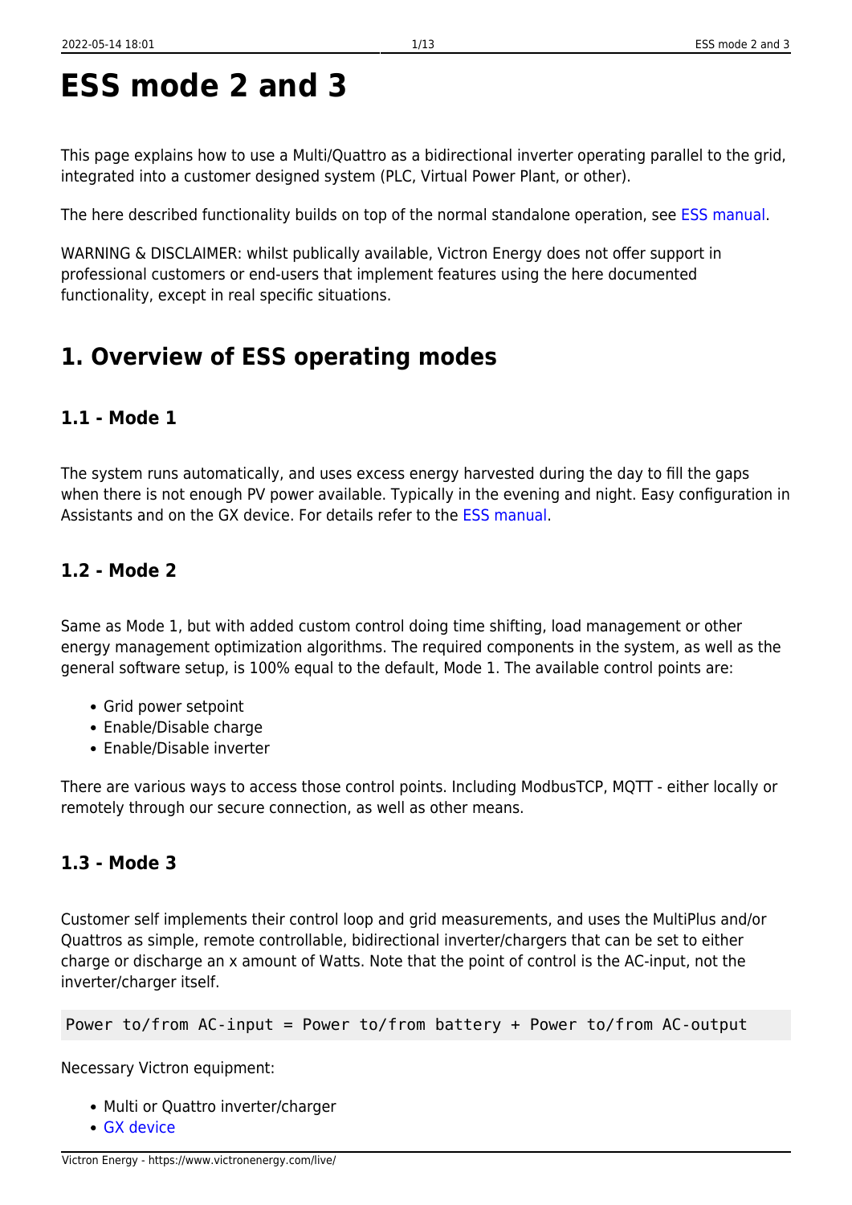# ESS mode 2 and 3

This page explains how to use a Multi/Quattro as a bidirectional inverter operating parallel to the grid, integrated into a customer designed system (PLC, Virtual Power Plant, or other).

The here described functionality builds on top of the normal standalone operation, see ESS manual.

WARNING & DISCLAIMER: whilst publically available, Victron Energy does not offer support in professional customers or end-users that implement features using the here documented functionality, except in real specific situations.

## 1. Overview of ESS operating modes

### 1.1 - Mode 1

The system runs automatically, and uses excess energy harvested during the day to fill the gaps when there is not enough PV power available. Typically in the evening and night. Easy configuration in Assistants and on the GX device. For details refer to the ESS manual.

### 1.2 - Mode 2

Same as Mode 1, but with added custom control doing time shifting, load management or other energy management optimization algorithms. The required components in the system, as well as the general software setup, is 100% equal to the default, Mode 1. The available control points are:

- Grid power setpoint
- Enable/Disable charge
- Enable/Disable inverter

There are various ways to access those control points. Including ModbusTCP, MQTT - either locally or remotely through our secure connection, as well as other means.

### 1.3 - Mode 3

Customer self implements their control loop and grid measurements, and uses the MultiPlus and/or Quattros as simple, remote controllable, bidirectional inverter/chargers that can be set to either charge or discharge an x amount of Watts. Note that the point of control is the AC-input, not the inverter/charger itself.

```
Power to/from AC-input = Power to/from battery + Power to/from AC-output
```

Necessary Victron equipment:

- Multi or Quattro inverter/charger
- GX device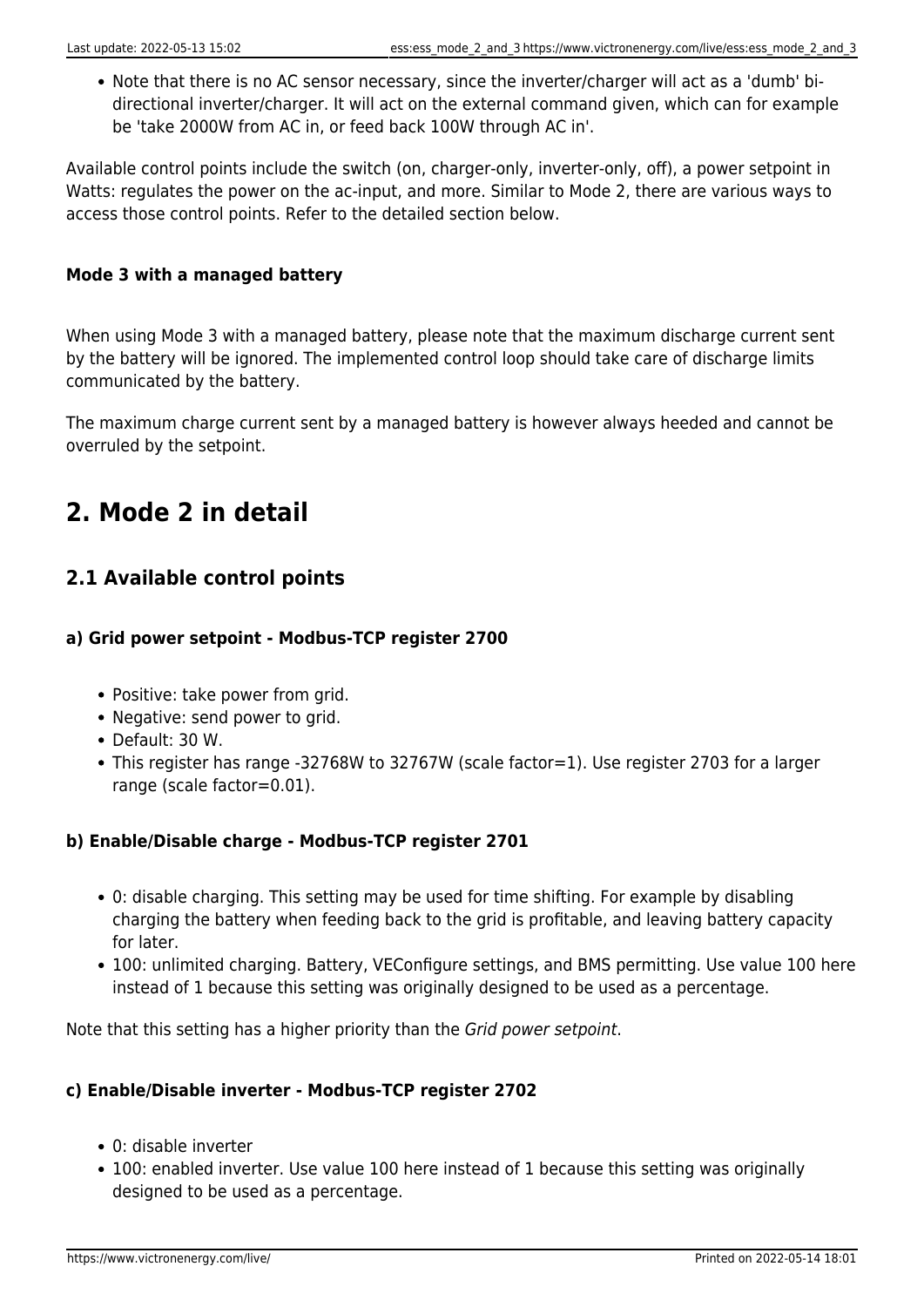- Note that there is no AC sensor necessary, since the inverter/charger will act as a 'dumb' bi-directional inverter/charger. It will act on the external command given, which can for example be 'take 2000W from AC in, or feed back 100W through AC in'.

Available control points include the switch (on, charger-only, inverter-only, off), a power setpoint in Watts: regulates the power on the ac-input, and more. Similar to Mode 2, there are various ways to access those control points. Refer to the detailed section below.

#### Mode 3 with a managed battery

When using Mode 3 with a managed battery, please note that the maximum discharge current sent by the battery will be ignored. The implemented control loop should take care of discharge limits communicated by the battery.

The maximum charge current sent by a managed battery is however always heeded and cannot be overruled by the setpoint.

## 2. Mode 2 in detail

### 2.1 Available control points

#### a) Grid power setpoint - Modbus-TCP register 2700

- Positive: take power from grid.
- Negative: send power to grid.
- Default: 30 W.
- This register has range -32768W to 32767W (scale factor=1). Use register 2703 for a larger range (scale factor=0.01).

#### b) Enable/Disable charge - Modbus-TCP register 2701

- 0: disable charging. This setting may be used for time shifting. For example by disabling charging the battery when feeding back to the grid is profitable, and leaving battery capacity for later.
- 100: unlimited charging. Battery, VEConfigure settings, and BMS permitting. Use value 100 here instead of 1 because this setting was originally designed to be used as a percentage.

Note that this setting has a higher priority than the *Grid power setpoint*.

#### c) Enable/Disable inverter - Modbus-TCP register 2702

- 0: disable inverter
- 100: enabled inverter. Use value 100 here instead of 1 because this setting was originally designed to be used as a percentage.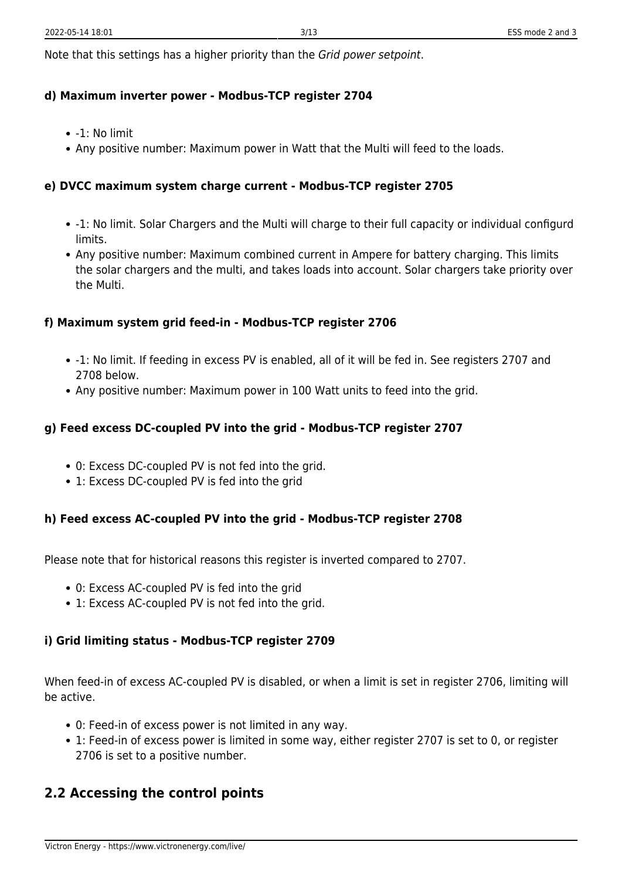Note that this settings has a higher priority than the *Grid power setpoint*.

#### d) Maximum inverter power - Modbus-TCP register 2704

- -1: No limit
- Any positive number: Maximum power in Watt that the Multi will feed to the loads.

#### e) DVCC maximum system charge current - Modbus-TCP register 2705

- -1: No limit. Solar Chargers and the Multi will charge to their full capacity or individual configurd limits.
- Any positive number: Maximum combined current in Ampere for battery charging. This limits the solar chargers and the multi, and takes loads into account. Solar chargers take priority over the Multi.

#### f) Maximum system grid feed-in - Modbus-TCP register 2706

- -1: No limit. If feeding in excess PV is enabled, all of it will be fed in. See registers 2707 and 2708 below.
- Any positive number: Maximum power in 100 Watt units to feed into the grid.

#### g) Feed excess DC-coupled PV into the grid - Modbus-TCP register 2707

- 0: Excess DC-coupled PV is not fed into the grid.
- 1: Excess DC-coupled PV is fed into the grid

#### h) Feed excess AC-coupled PV into the grid - Modbus-TCP register 2708

Please note that for historical reasons this register is inverted compared to 2707.

- 0: Excess AC-coupled PV is fed into the grid
- 1: Excess AC-coupled PV is not fed into the grid.

#### i) Grid limiting status - Modbus-TCP register 2709

When feed-in of excess AC-coupled PV is disabled, or when a limit is set in register 2706, limiting will be active.

- 0: Feed-in of excess power is not limited in any way.
- 1: Feed-in of excess power is limited in some way, either register 2707 is set to 0, or register 2706 is set to a positive number.

## 2.2 Accessing the control points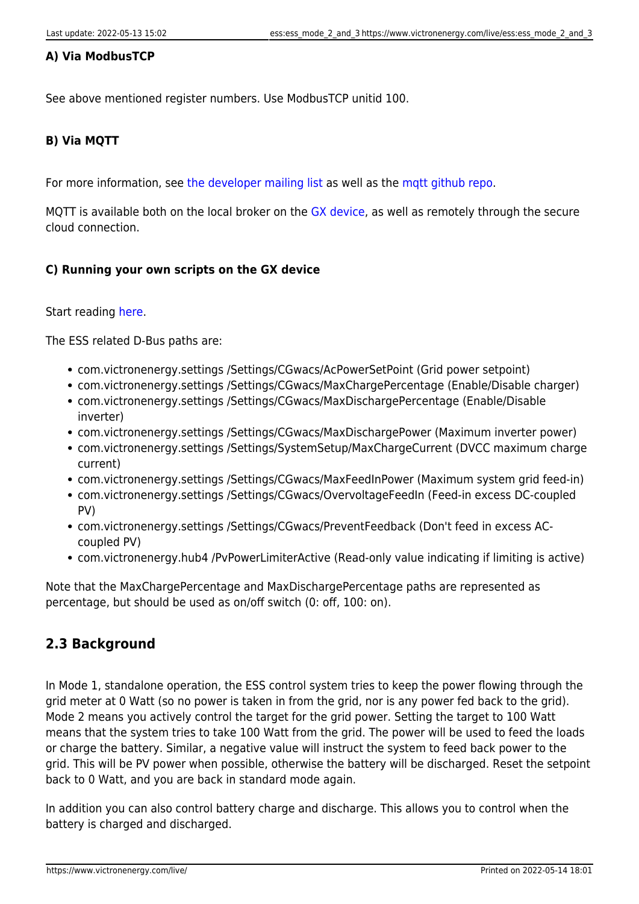#### A) Via ModbusTCP

See above mentioned register numbers. Use ModbusTCP unitid 100.

#### B) Via MQTT

For more information, see the developer mailing list as well as the mqtt github repo.

MQTT is available both on the local broker on the GX device, as well as remotely through the secure cloud connection.

#### C) Running your own scripts on the GX device

Start reading here.

The ESS related D-Bus paths are:

- com.victronenergy.settings /Settings/CGwacs/AcPowerSetPoint (Grid power setpoint)
- com.victronenergy.settings /Settings/CGwacs/MaxChargePercentage (Enable/Disable charger)
- com.victronenergy.settings /Settings/CGwacs/MaxDischargePercentage (Enable/Disable inverter)
- com.victronenergy.settings /Settings/CGwacs/MaxDischargePower (Maximum inverter power)
- com.victronenergy.settings /Settings/SystemSetup/MaxChargeCurrent (DVCC maximum charge current)
- com.victronenergy.settings /Settings/CGwacs/MaxFeedInPower (Maximum system grid feed-in)
- com.victronenergy.settings /Settings/CGwacs/OvervoltageFeedIn (Feed-in excess DC-coupled PV)
- com.victronenergy.settings /Settings/CGwacs/PreventFeedback (Don't feed in excess AC-coupled PV)
- com.victronenergy.hub4 /PvPowerLimiterActive (Read-only value indicating if limiting is active)

Note that the MaxChargePercentage and MaxDischargePercentage paths are represented as percentage, but should be used as on/off switch (0: off, 100: on).

## 2.3 Background

In Mode 1, standalone operation, the ESS control system tries to keep the power flowing through the grid meter at 0 Watt (so no power is taken in from the grid, nor is any power fed back to the grid). Mode 2 means you actively control the target for the grid power. Setting the target to 100 Watt means that the system tries to take 100 Watt from the grid. The power will be used to feed the loads or charge the battery. Similar, a negative value will instruct the system to feed back power to the grid. This will be PV power when possible, otherwise the battery will be discharged. Reset the setpoint back to 0 Watt, and you are back in standard mode again.

In addition you can also control battery charge and discharge. This allows you to control when the battery is charged and discharged.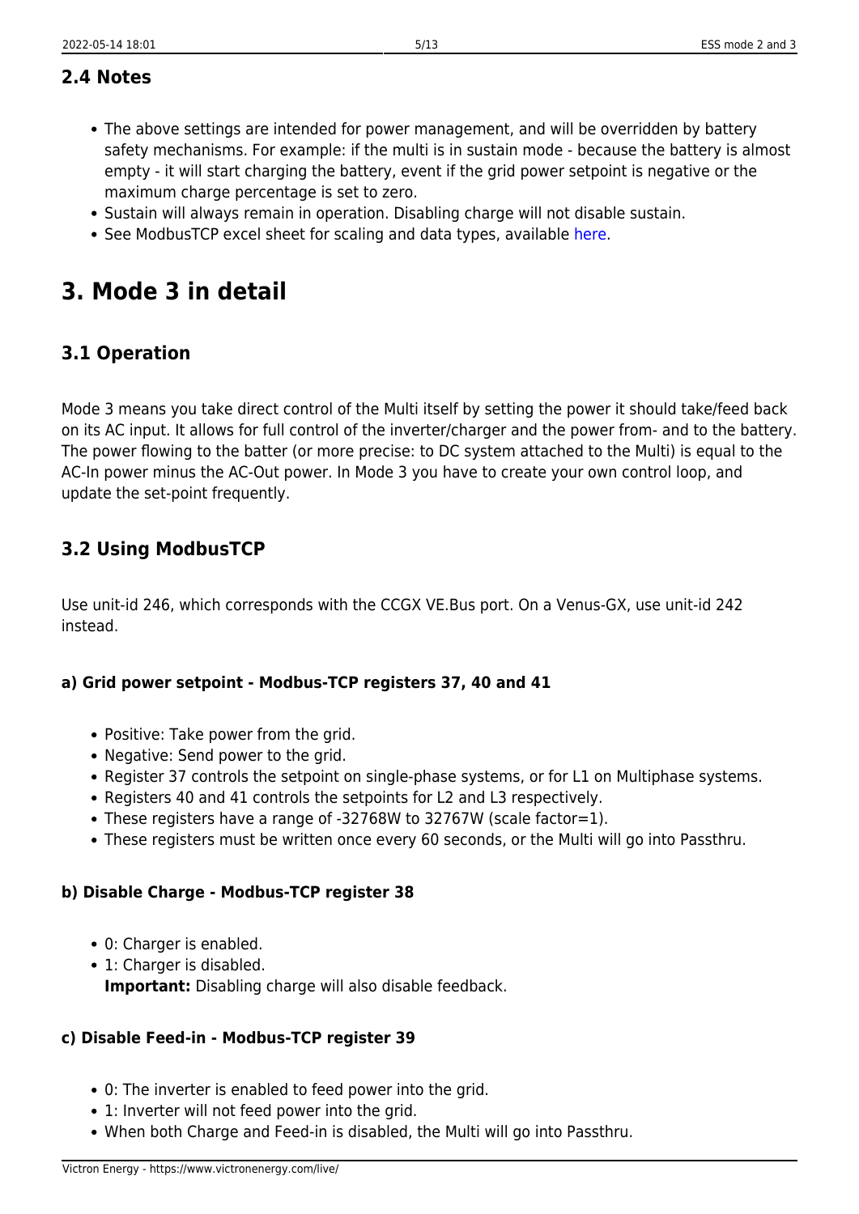### 2.4 Notes

- The above settings are intended for power management, and will be overridden by battery safety mechanisms. For example: if the multi is in sustain mode - because the battery is almost empty - it will start charging the battery, event if the grid power setpoint is negative or the maximum charge percentage is set to zero.
- Sustain will always remain in operation. Disabling charge will not disable sustain.
- See ModbusTCP excel sheet for scaling and data types, available here.

# 3. Mode 3 in detail

## 3.1 Operation

Mode 3 means you take direct control of the Multi itself by setting the power it should take/feed back on its AC input. It allows for full control of the inverter/charger and the power from- and to the battery. The power flowing to the batter (or more precise: to DC system attached to the Multi) is equal to the AC-In power minus the AC-Out power. In Mode 3 you have to create your own control loop, and update the set-point frequently.

## 3.2 Using ModbusTCP

Use unit-id 246, which corresponds with the CCGX VE.Bus port. On a Venus-GX, use unit-id 242 instead.

#### a) Grid power setpoint - Modbus-TCP registers 37, 40 and 41

- Positive: Take power from the grid.
- Negative: Send power to the grid.
- Register 37 controls the setpoint on single-phase systems, or for L1 on Multiphase systems.
- Registers 40 and 41 controls the setpoints for L2 and L3 respectively.
- These registers have a range of -32768W to 32767W (scale factor=1).
- These registers must be written once every 60 seconds, or the Multi will go into Passthru.

#### b) Disable Charge - Modbus-TCP register 38

- 0: Charger is enabled.
- 1: Charger is disabled.
  **Important:** Disabling charge will also disable feedback.

#### c) Disable Feed-in - Modbus-TCP register 39

- 0: The inverter is enabled to feed power into the grid.
- 1: Inverter will not feed power into the grid.
- When both Charge and Feed-in is disabled, the Multi will go into Passthru.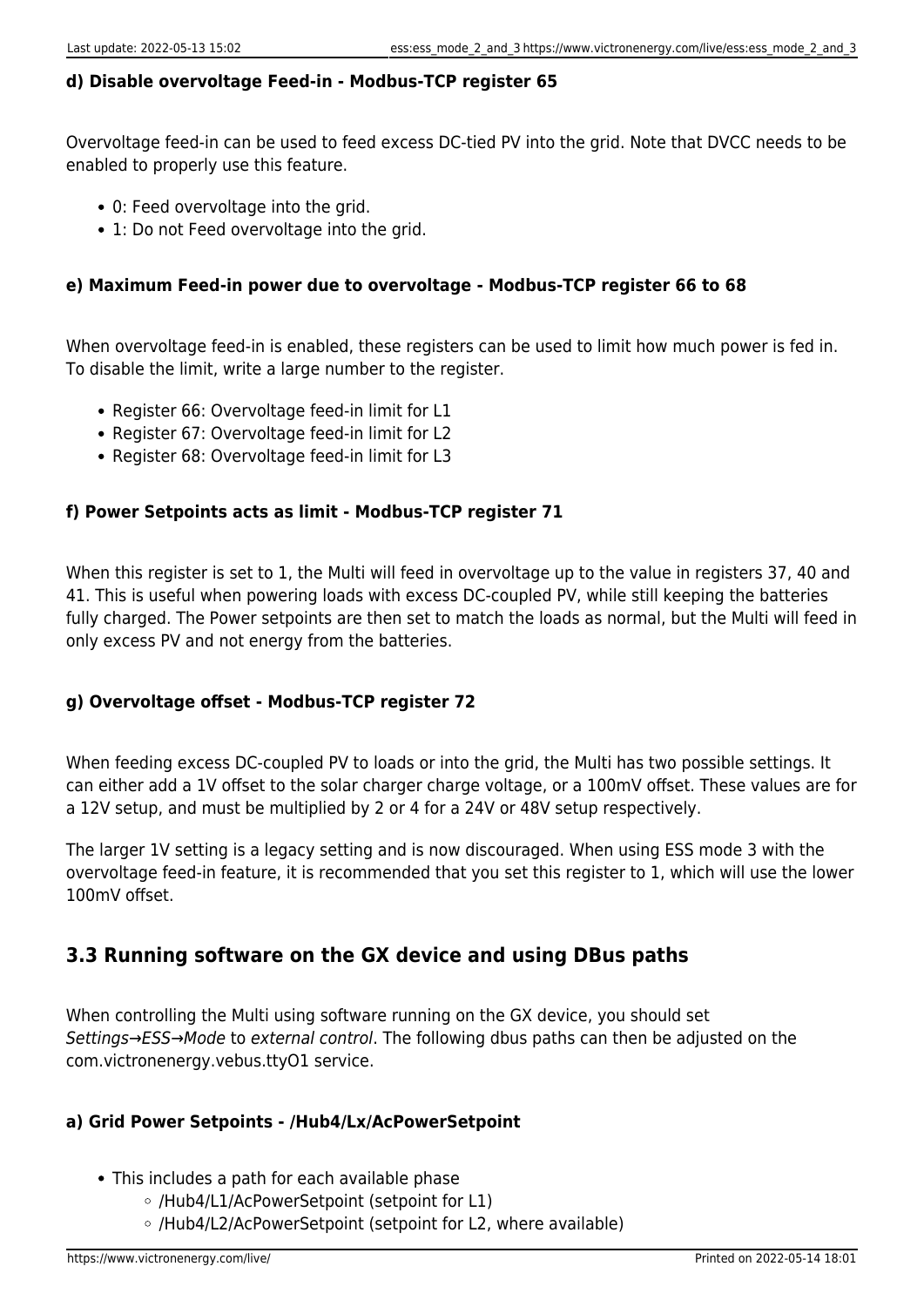#### d) Disable overvoltage Feed-in - Modbus-TCP register 65

Overvoltage feed-in can be used to feed excess DC-tied PV into the grid. Note that DVCC needs to be enabled to properly use this feature.

- 0: Feed overvoltage into the grid.
- 1: Do not Feed overvoltage into the grid.

#### e) Maximum Feed-in power due to overvoltage - Modbus-TCP register 66 to 68

When overvoltage feed-in is enabled, these registers can be used to limit how much power is fed in. To disable the limit, write a large number to the register.

- Register 66: Overvoltage feed-in limit for L1
- Register 67: Overvoltage feed-in limit for L2
- Register 68: Overvoltage feed-in limit for L3

#### f) Power Setpoints acts as limit - Modbus-TCP register 71

When this register is set to 1, the Multi will feed in overvoltage up to the value in registers 37, 40 and 41. This is useful when powering loads with excess DC-coupled PV, while still keeping the batteries fully charged. The Power setpoints are then set to match the loads as normal, but the Multi will feed in only excess PV and not energy from the batteries.

#### g) Overvoltage offset - Modbus-TCP register 72

When feeding excess DC-coupled PV to loads or into the grid, the Multi has two possible settings. It can either add a 1V offset to the solar charger charge voltage, or a 100mV offset. These values are for a 12V setup, and must be multiplied by 2 or 4 for a 24V or 48V setup respectively.

The larger 1V setting is a legacy setting and is now discouraged. When using ESS mode 3 with the overvoltage feed-in feature, it is recommended that you set this register to 1, which will use the lower 100mV offset.

### 3.3 Running software on the GX device and using DBus paths

When controlling the Multi using software running on the GX device, you should set *Settings→ESS→Mode* to *external control*. The following dbus paths can then be adjusted on the com.victronenergy.vebus.ttyO1 service.

#### a) Grid Power Setpoints - /Hub4/Lx/AcPowerSetpoint

- This includes a path for each available phase
  - /Hub4/L1/AcPowerSetpoint (setpoint for L1)
  - /Hub4/L2/AcPowerSetpoint (setpoint for L2, where available)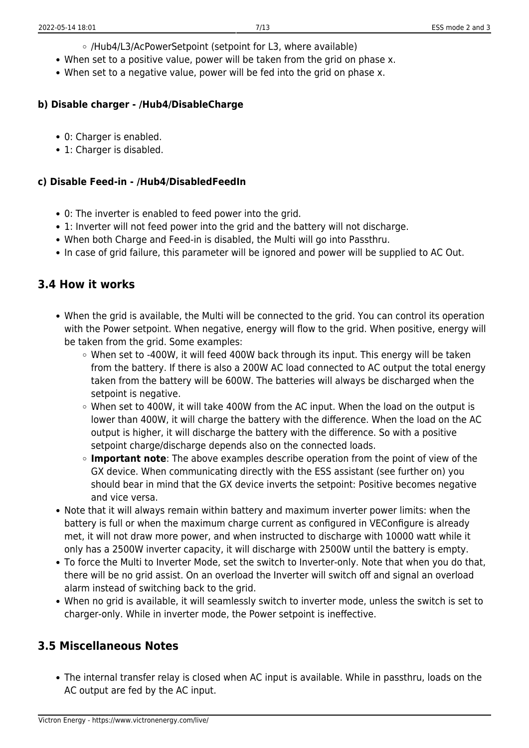- /Hub4/L3/AcPowerSetpoint (setpoint for L3, where available)
- When set to a positive value, power will be taken from the grid on phase x.
- When set to a negative value, power will be fed into the grid on phase x.

#### b) Disable charger - /Hub4/DisableCharge

- 0: Charger is enabled.
- 1: Charger is disabled.

#### c) Disable Feed-in - /Hub4/DisabledFeedIn

- 0: The inverter is enabled to feed power into the grid.
- 1: Inverter will not feed power into the grid and the battery will not discharge.
- When both Charge and Feed-in is disabled, the Multi will go into Passthru.
- In case of grid failure, this parameter will be ignored and power will be supplied to AC Out.

## 3.4 How it works

- When the grid is available, the Multi will be connected to the grid. You can control its operation with the Power setpoint. When negative, energy will flow to the grid. When positive, energy will be taken from the grid. Some examples:
    - When set to -400W, it will feed 400W back through its input. This energy will be taken from the battery. If there is also a 200W AC load connected to AC output the total energy taken from the battery will be 600W. The batteries will always be discharged when the setpoint is negative.
    - When set to 400W, it will take 400W from the AC input. When the load on the output is lower than 400W, it will charge the battery with the difference. When the load on the AC output is higher, it will discharge the battery with the difference. So with a positive setpoint charge/discharge depends also on the connected loads.
    - **Important note**: The above examples describe operation from the point of view of the GX device. When communicating directly with the ESS assistant (see further on) you should bear in mind that the GX device inverts the setpoint: Positive becomes negative and vice versa.
- Note that it will always remain within battery and maximum inverter power limits: when the battery is full or when the maximum charge current as configured in VEConfigure is already met, it will not draw more power, and when instructed to discharge with 10000 watt while it only has a 2500W inverter capacity, it will discharge with 2500W until the battery is empty.
- To force the Multi to Inverter Mode, set the switch to Inverter-only. Note that when you do that, there will be no grid assist. On an overload the Inverter will switch off and signal an overload alarm instead of switching back to the grid.
- When no grid is available, it will seamlessly switch to inverter mode, unless the switch is set to charger-only. While in inverter mode, the Power setpoint is ineffective.

## 3.5 Miscellaneous Notes

- The internal transfer relay is closed when AC input is available. While in passthru, loads on the AC output are fed by the AC input.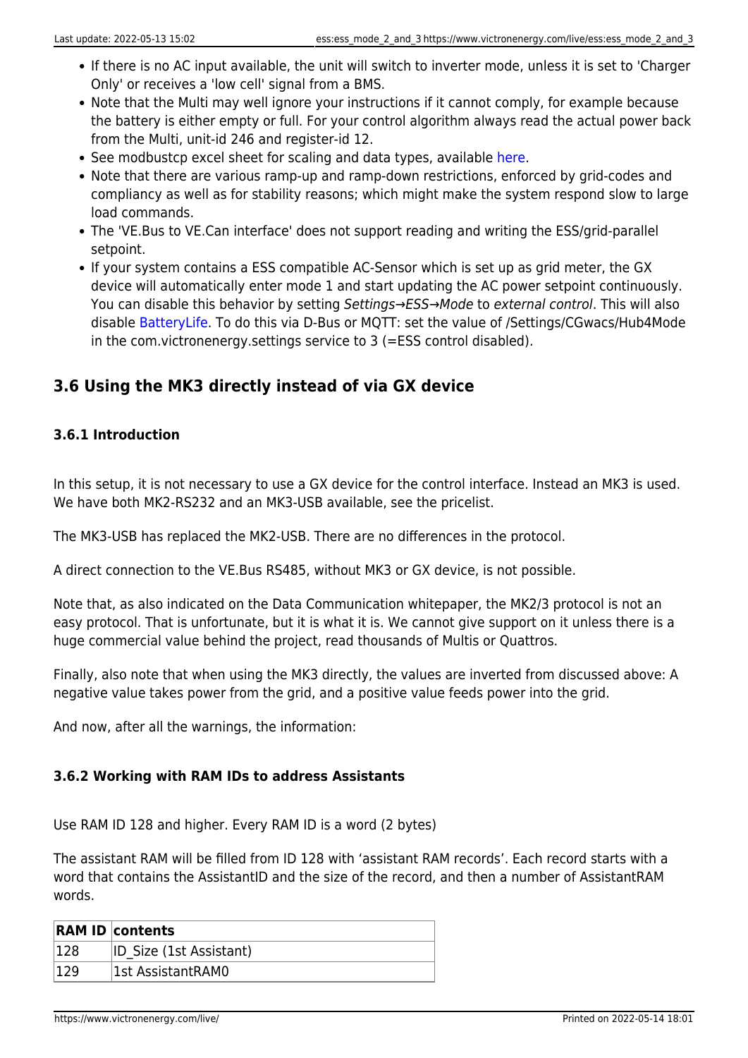- If there is no AC input available, the unit will switch to inverter mode, unless it is set to 'Charger Only' or receives a 'low cell' signal from a BMS.
- Note that the Multi may well ignore your instructions if it cannot comply, for example because the battery is either empty or full. For your control algorithm always read the actual power back from the Multi, unit-id 246 and register-id 12.
- See modbustcp excel sheet for scaling and data types, available here.
- Note that there are various ramp-up and ramp-down restrictions, enforced by grid-codes and compliancy as well as for stability reasons; which might make the system respond slow to large load commands.
- The 'VE.Bus to VE.Can interface' does not support reading and writing the ESS/grid-parallel setpoint.
- If your system contains a ESS compatible AC-Sensor which is set up as grid meter, the GX device will automatically enter mode 1 and start updating the AC power setpoint continuously. You can disable this behavior by setting *Settings→ESS→Mode* to *external control*. This will also disable BatteryLife. To do this via D-Bus or MQTT: set the value of /Settings/CGwacs/Hub4Mode in the com.victronenergy.settings service to 3 (=ESS control disabled).

## 3.6 Using the MK3 directly instead of via GX device

### 3.6.1 Introduction

In this setup, it is not necessary to use a GX device for the control interface. Instead an MK3 is used. We have both MK2-RS232 and an MK3-USB available, see the pricelist.

The MK3-USB has replaced the MK2-USB. There are no differences in the protocol.

A direct connection to the VE.Bus RS485, without MK3 or GX device, is not possible.

Note that, as also indicated on the Data Communication whitepaper, the MK2/3 protocol is not an easy protocol. That is unfortunate, but it is what it is. We cannot give support on it unless there is a huge commercial value behind the project, read thousands of Multis or Quattros.

Finally, also note that when using the MK3 directly, the values are inverted from discussed above: A negative value takes power from the grid, and a positive value feeds power into the grid.

And now, after all the warnings, the information:

### 3.6.2 Working with RAM IDs to address Assistants

Use RAM ID 128 and higher. Every RAM ID is a word (2 bytes)

The assistant RAM will be filled from ID 128 with 'assistant RAM records'. Each record starts with a word that contains the AssistantID and the size of the record, and then a number of AssistantRAM words.

| RAM ID | contents |
|---|---|
| 128 | ID_Size (1st Assistant) |
| 129 | 1st AssistantRAM0 |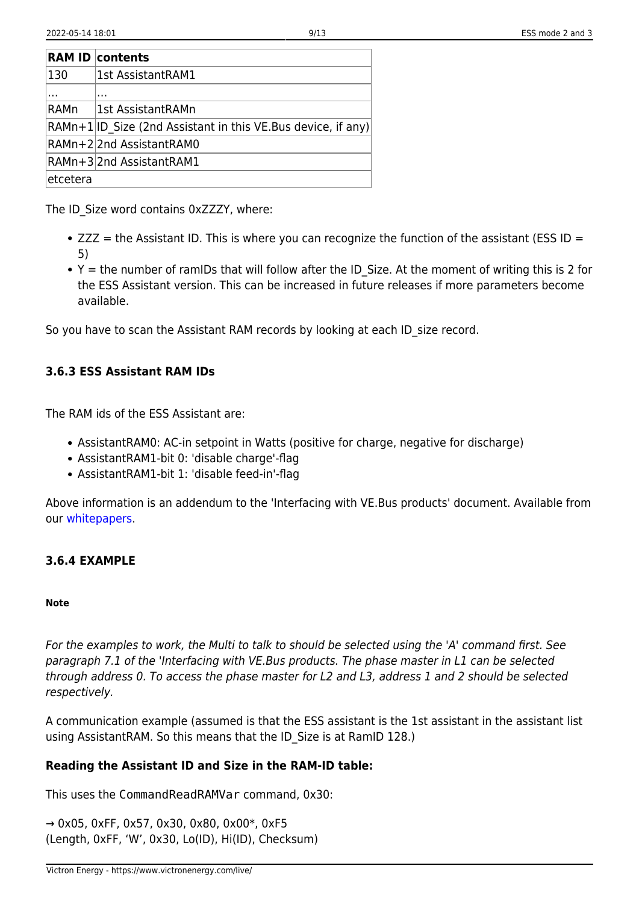| RAM ID | contents |
| --- | --- |
| 130 | 1st AssistantRAM1 |
| … | … |
| RAMn | 1st AssistantRAMn |
| RAMn+1 | ID_Size (2nd Assistant in this VE.Bus device, if any) |
| RAMn+2 | 2nd AssistantRAM0 |
| RAMn+3 | 2nd AssistantRAM1 |
| etcetera | |

The ID_Size word contains 0xZZZY, where:

- ZZZ = the Assistant ID. This is where you can recognize the function of the assistant (ESS ID = 5)
- Y = the number of ramIDs that will follow after the ID_Size. At the moment of writing this is 2 for the ESS Assistant version. This can be increased in future releases if more parameters become available.

So you have to scan the Assistant RAM records by looking at each ID_size record.

### 3.6.3 ESS Assistant RAM IDs

The RAM ids of the ESS Assistant are:

- AssistantRAM0: AC-in setpoint in Watts (positive for charge, negative for discharge)
- AssistantRAM1-bit 0: 'disable charge'-flag
- AssistantRAM1-bit 1: 'disable feed-in'-flag

Above information is an addendum to the 'Interfacing with VE.Bus products' document. Available from our whitepapers.

### 3.6.4 EXAMPLE

##### Note

*For the examples to work, the Multi to talk to should be selected using the 'A' command first. See paragraph 7.1 of the 'Interfacing with VE.Bus products. The phase master in L1 can be selected through address 0. To access the phase master for L2 and L3, address 1 and 2 should be selected respectively.*

A communication example (assumed is that the ESS assistant is the 1st assistant in the assistant list using AssistantRAM. So this means that the ID_Size is at RamID 128.)

**Reading the Assistant ID and Size in the RAM-ID table:**

This uses the `CommandReadRAMVar` command, 0x30:

→ 0x05, 0xFF, 0x57, 0x30, 0x80, 0x00*, 0xF5
(Length, 0xFF, ‘W’, 0x30, Lo(ID), Hi(ID), Checksum)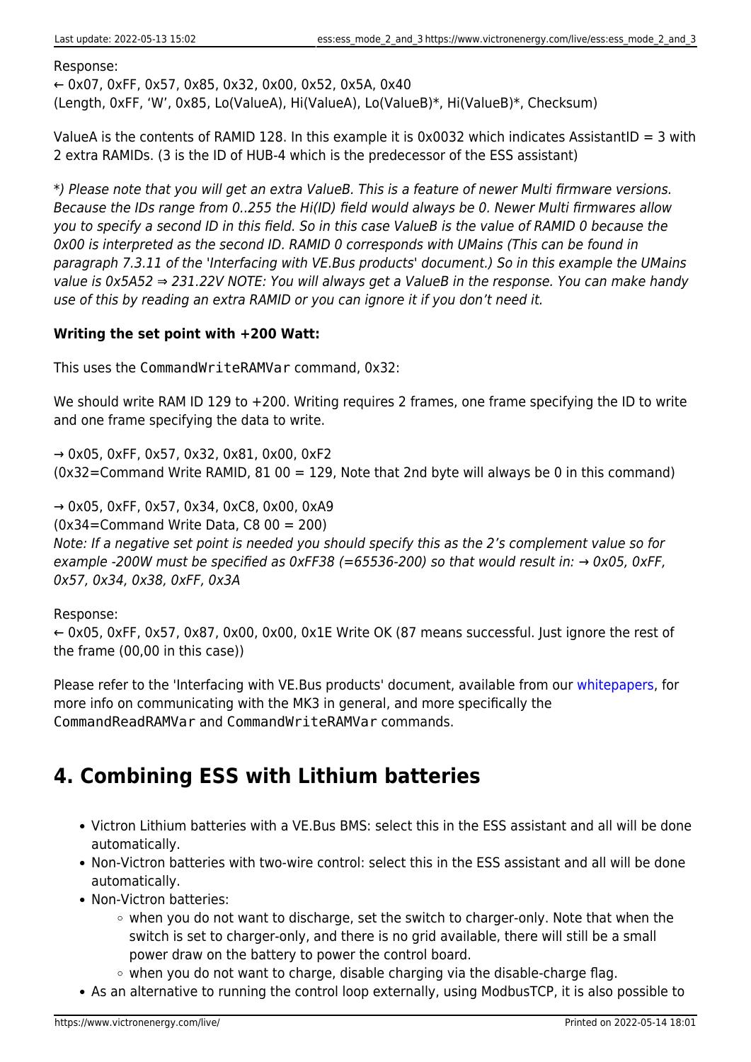Response:
← 0x07, 0xFF, 0x57, 0x85, 0x32, 0x00, 0x52, 0x5A, 0x40
(Length, 0xFF, 'W', 0x85, Lo(ValueA), Hi(ValueA), Lo(ValueB)*, Hi(ValueB)*, Checksum)

ValueA is the contents of RAMID 128. In this example it is 0x0032 which indicates AssistantID = 3 with 2 extra RAMIDs. (3 is the ID of HUB-4 which is the predecessor of the ESS assistant)

*) *Please note that you will get an extra ValueB. This is a feature of newer Multi firmware versions. Because the IDs range from 0..255 the Hi(ID) field would always be 0. Newer Multi firmwares allow you to specify a second ID in this field. So in this case ValueB is the value of RAMID 0 because the 0x00 is interpreted as the second ID. RAMID 0 corresponds with UMains (This can be found in paragraph 7.3.11 of the 'Interfacing with VE.Bus products' document.) So in this example the UMains value is 0x5A52 ⇒ 231.22V NOTE: You will always get a ValueB in the response. You can make handy use of this by reading an extra RAMID or you can ignore it if you don't need it.*

**Writing the set point with +200 Watt:**

This uses the `CommandWriteRAMVar` command, 0x32:

We should write RAM ID 129 to +200. Writing requires 2 frames, one frame specifying the ID to write and one frame specifying the data to write.

→ 0x05, 0xFF, 0x57, 0x32, 0x81, 0x00, 0xF2
(0x32=Command Write RAMID, 81 00 = 129, Note that 2nd byte will always be 0 in this command)

→ 0x05, 0xFF, 0x57, 0x34, 0xC8, 0x00, 0xA9
(0x34=Command Write Data, C8 00 = 200)
*Note: If a negative set point is needed you should specify this as the 2's complement value so for example -200W must be specified as 0xFF38 (=65536-200) so that would result in: → 0x05, 0xFF, 0x57, 0x34, 0x38, 0xFF, 0x3A*

Response:
← 0x05, 0xFF, 0x57, 0x87, 0x00, 0x00, 0x1E Write OK (87 means successful. Just ignore the rest of the frame (00,00 in this case))

Please refer to the 'Interfacing with VE.Bus products' document, available from our whitepapers, for more info on communicating with the MK3 in general, and more specifically the `CommandReadRAMVar` and `CommandWriteRAMVar` commands.

## 4. Combining ESS with Lithium batteries

- Victron Lithium batteries with a VE.Bus BMS: select this in the ESS assistant and all will be done automatically.
- Non-Victron batteries with two-wire control: select this in the ESS assistant and all will be done automatically.
- Non-Victron batteries:
  - when you do not want to discharge, set the switch to charger-only. Note that when the switch is set to charger-only, and there is no grid available, there will still be a small power draw on the battery to power the control board.
  - when you do not want to charge, disable charging via the disable-charge flag.
- As an alternative to running the control loop externally, using ModbusTCP, it is also possible to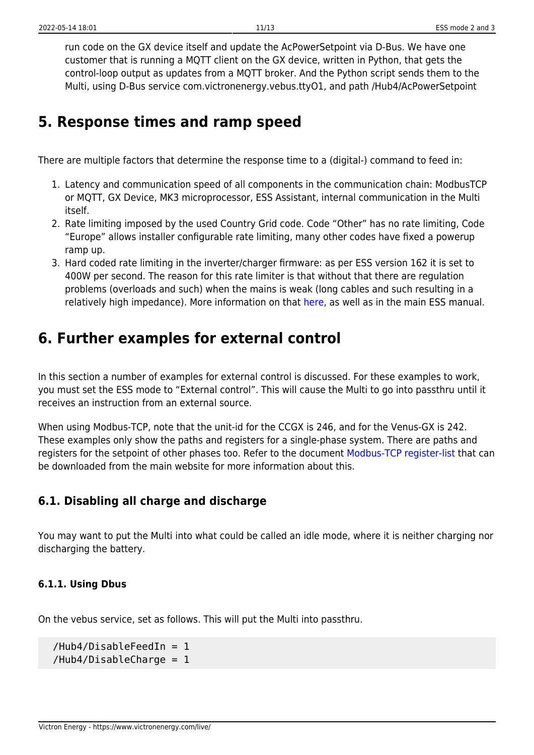run code on the GX device itself and update the AcPowerSetpoint via D-Bus. We have one customer that is running a MQTT client on the GX device, written in Python, that gets the control-loop output as updates from a MQTT broker. And the Python script sends them to the Multi, using D-Bus service com.victronenergy.vebus.ttyO1, and path /Hub4/AcPowerSetpoint

## 5. Response times and ramp speed

There are multiple factors that determine the response time to a (digital-) command to feed in:

1. Latency and communication speed of all components in the communication chain: ModbusTCP or MQTT, GX Device, MK3 microprocessor, ESS Assistant, internal communication in the Multi itself.
2. Rate limiting imposed by the used Country Grid code. Code “Other” has no rate limiting, Code “Europe” allows installer configurable rate limiting, many other codes have fixed a powerup ramp up.
3. Hard coded rate limiting in the inverter/charger firmware: as per ESS version 162 it is set to 400W per second. The reason for this rate limiter is that without that there are regulation problems (overloads and such) when the mains is weak (long cables and such resulting in a relatively high impedance). More information on that here, as well as in the main ESS manual.

## 6. Further examples for external control

In this section a number of examples for external control is discussed. For these examples to work, you must set the ESS mode to “External control”. This will cause the Multi to go into passthru until it receives an instruction from an external source.

When using Modbus-TCP, note that the unit-id for the CCGX is 246, and for the Venus-GX is 242. These examples only show the paths and registers for a single-phase system. There are paths and registers for the setpoint of other phases too. Refer to the document Modbus-TCP register-list that can be downloaded from the main website for more information about this.

### 6.1. Disabling all charge and discharge

You may want to put the Multi into what could be called an idle mode, where it is neither charging nor discharging the battery.

#### 6.1.1. Using Dbus

On the vebus service, set as follows. This will put the Multi into passthru.

```
/Hub4/DisableFeedIn = 1
/Hub4/DisableCharge = 1
```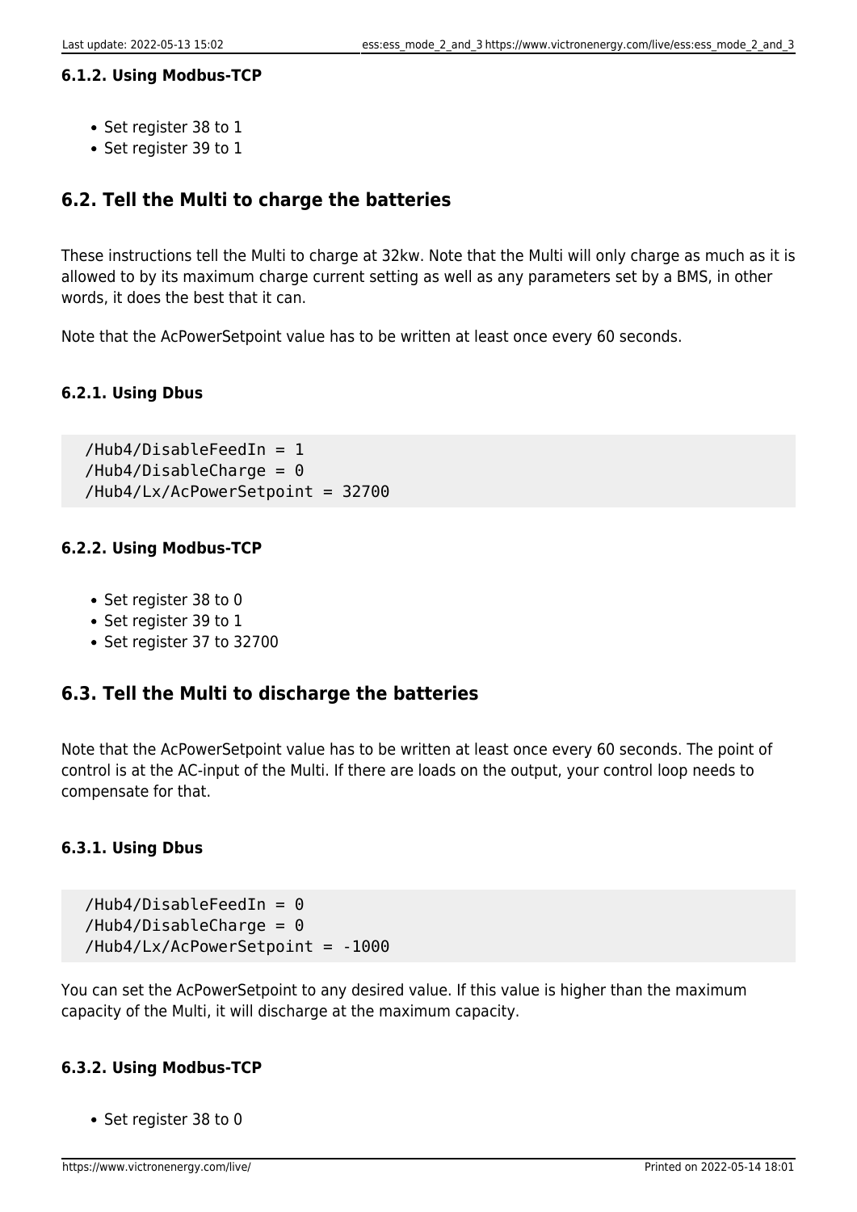#### 6.1.2. Using Modbus-TCP

- Set register 38 to 1
- Set register 39 to 1

### 6.2. Tell the Multi to charge the batteries

These instructions tell the Multi to charge at 32kw. Note that the Multi will only charge as much as it is allowed to by its maximum charge current setting as well as any parameters set by a BMS, in other words, it does the best that it can.

Note that the AcPowerSetpoint value has to be written at least once every 60 seconds.

#### 6.2.1. Using Dbus

```
/Hub4/DisableFeedIn = 1
/Hub4/DisableCharge = 0
/Hub4/Lx/AcPowerSetpoint = 32700
```

#### 6.2.2. Using Modbus-TCP

- Set register 38 to 0
- Set register 39 to 1
- Set register 37 to 32700

### 6.3. Tell the Multi to discharge the batteries

Note that the AcPowerSetpoint value has to be written at least once every 60 seconds. The point of control is at the AC-input of the Multi. If there are loads on the output, your control loop needs to compensate for that.

#### 6.3.1. Using Dbus

```
/Hub4/DisableFeedIn = 0
/Hub4/DisableCharge = 0
/Hub4/Lx/AcPowerSetpoint = -1000
```

You can set the AcPowerSetpoint to any desired value. If this value is higher than the maximum capacity of the Multi, it will discharge at the maximum capacity.

#### 6.3.2. Using Modbus-TCP

- Set register 38 to 0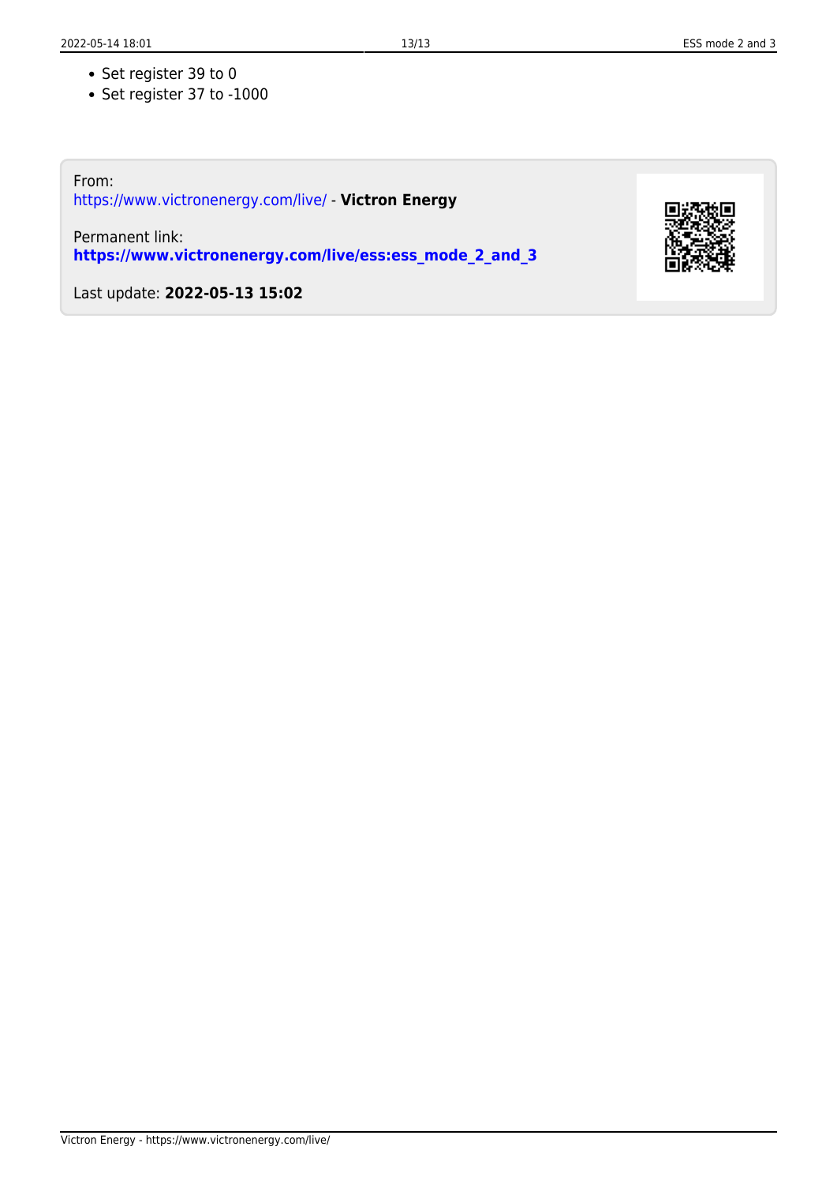- Set register 39 to 0
- Set register 37 to -1000

From:
https://www.victronenergy.com/live/ - **Victron Energy**

Permanent link:
**https://www.victronenergy.com/live/ess:ess_mode_2_and_3**

Last update: **2022-05-13 15:02**